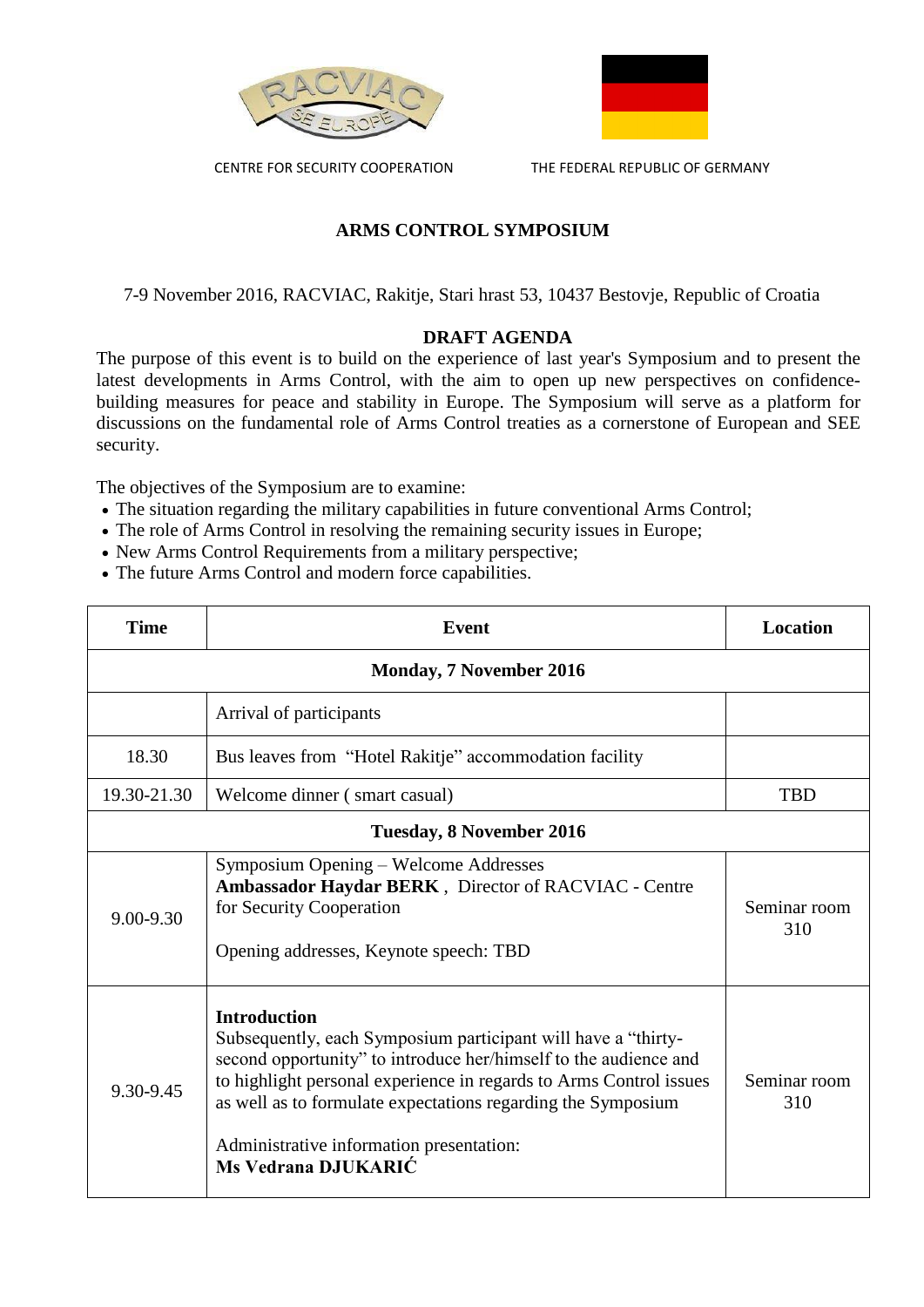CENTRE FOR SECURITY COOPERATION

THE FEDERAL REPUBLIC OF GERMANY

# ARMS CONTROL SYMPOSIUM

7-9 November 2016, RACVIAC, Rakitje, Stari hrast 53, 10437 Bestovje, Republic of Croatia

## DRAFT AGENDA

The purpose of this event is to build on the experience of last year's Symposium and to present the latest developments in Arms Control, with the aim to open up new perspectives on confidence-building measures for peace and stability in Europe. The Symposium will serve as a platform for discussions on the fundamental role of Arms Control treaties as a cornerstone of European and SEE security.

The objectives of the Symposium are to examine:

- The situation regarding the military capabilities in future conventional Arms Control;
- The role of Arms Control in resolving the remaining security issues in Europe;
- New Arms Control Requirements from a military perspective;
- The future Arms Control and modern force capabilities.

| Time | Event | Location |
|---|---|---|
| **Monday, 7 November 2016** | | |
| | Arrival of participants | |
| 18.30 | Bus leaves from "Hotel Rakitje" accommodation facility | |
| 19.30-21.30 | Welcome dinner ( smart casual) | TBD |
| **Tuesday, 8 November 2016** | | |
| 9.00-9.30 | Symposium Opening – Welcome Addresses<br>**Ambassador Haydar BERK** , Director of RACVIAC - Centre for Security Cooperation<br><br>Opening addresses, Keynote speech: TBD | Seminar room 310 |
| 9.30-9.45 | **Introduction**<br>Subsequently, each Symposium participant will have a "thirty-second opportunity" to introduce her/himself to the audience and to highlight personal experience in regards to Arms Control issues as well as to formulate expectations regarding the Symposium<br><br>Administrative information presentation:<br>**Ms Vedrana DJUKARIĆ** | Seminar room 310 |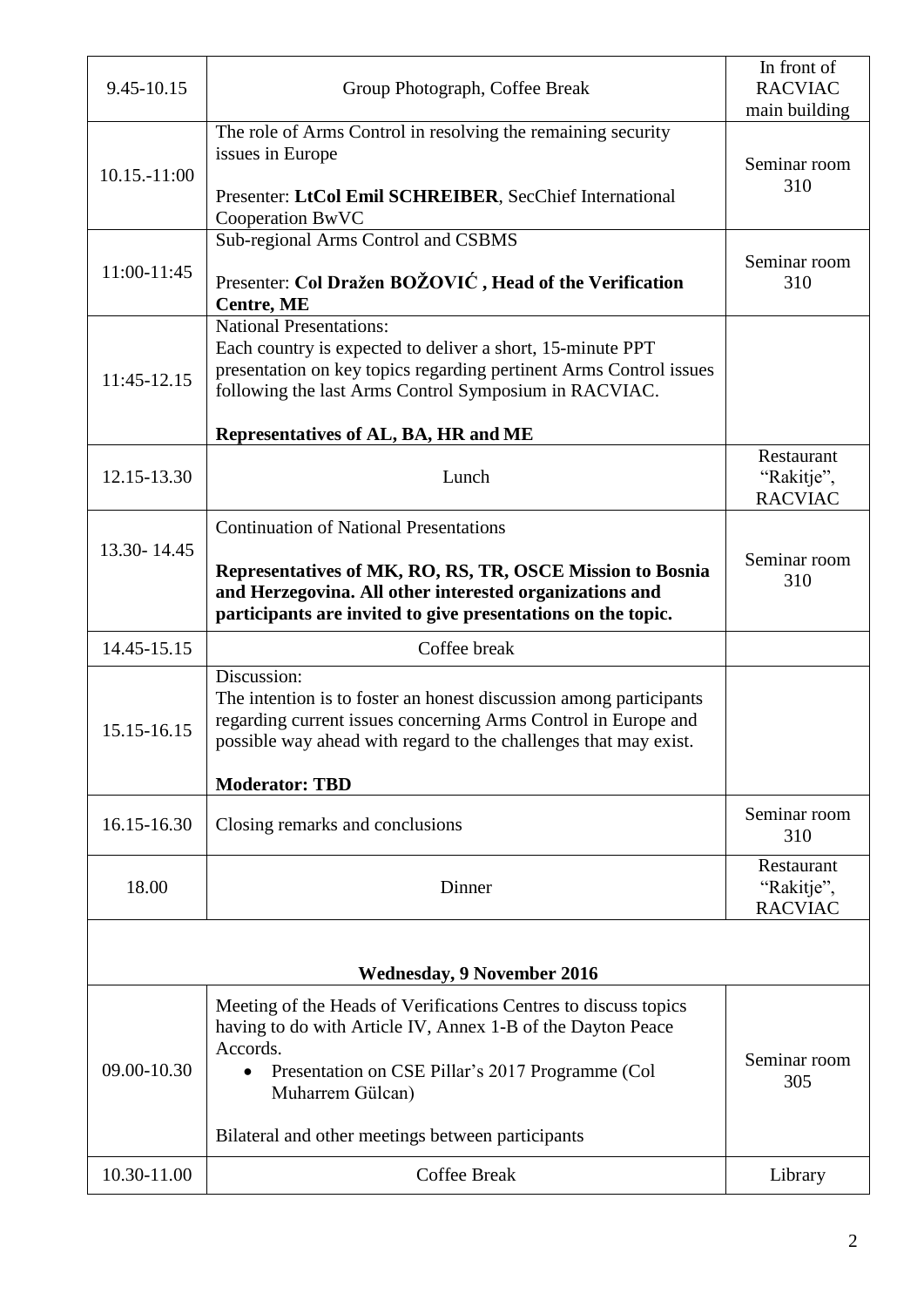| 9.45-10.15 | Group Photograph, Coffee Break | In front of RACVIAC main building |
|---|---|---|
| 10.15.-11:00 | The role of Arms Control in resolving the remaining security issues in Europe<br><br>Presenter: **LtCol Emil SCHREIBER**, SecChief International Cooperation BwVC | Seminar room 310 |
| 11:00-11:45 | Sub-regional Arms Control and CSBMS<br><br>Presenter: **Col Dražen BOŽOVIĆ , Head of the Verification Centre, ME** | Seminar room 310 |
| 11:45-12.15 | National Presentations:<br>Each country is expected to deliver a short, 15-minute PPT presentation on key topics regarding pertinent Arms Control issues following the last Arms Control Symposium in RACVIAC.<br><br>**Representatives of AL, BA, HR and ME** | |
| 12.15-13.30 | Lunch | Restaurant "Rakitje", RACVIAC |
| 13.30- 14.45 | Continuation of National Presentations<br><br>**Representatives of MK, RO, RS, TR, OSCE Mission to Bosnia and Herzegovina. All other interested organizations and participants are invited to give presentations on the topic.** | Seminar room 310 |
| 14.45-15.15 | Coffee break | |
| 15.15-16.15 | Discussion:<br>The intention is to foster an honest discussion among participants regarding current issues concerning Arms Control in Europe and possible way ahead with regard to the challenges that may exist.<br><br>**Moderator: TBD** | |
| 16.15-16.30 | Closing remarks and conclusions | Seminar room 310 |
| 18.00 | Dinner | Restaurant "Rakitje", RACVIAC |
| **Wednesday, 9 November 2016** | | |
| 09.00-10.30 | Meeting of the Heads of Verifications Centres to discuss topics having to do with Article IV, Annex 1-B of the Dayton Peace Accords.<br>• Presentation on CSE Pillar's 2017 Programme (Col Muharrem Gülcan)<br><br>Bilateral and other meetings between participants | Seminar room 305 |
| 10.30-11.00 | Coffee Break | Library |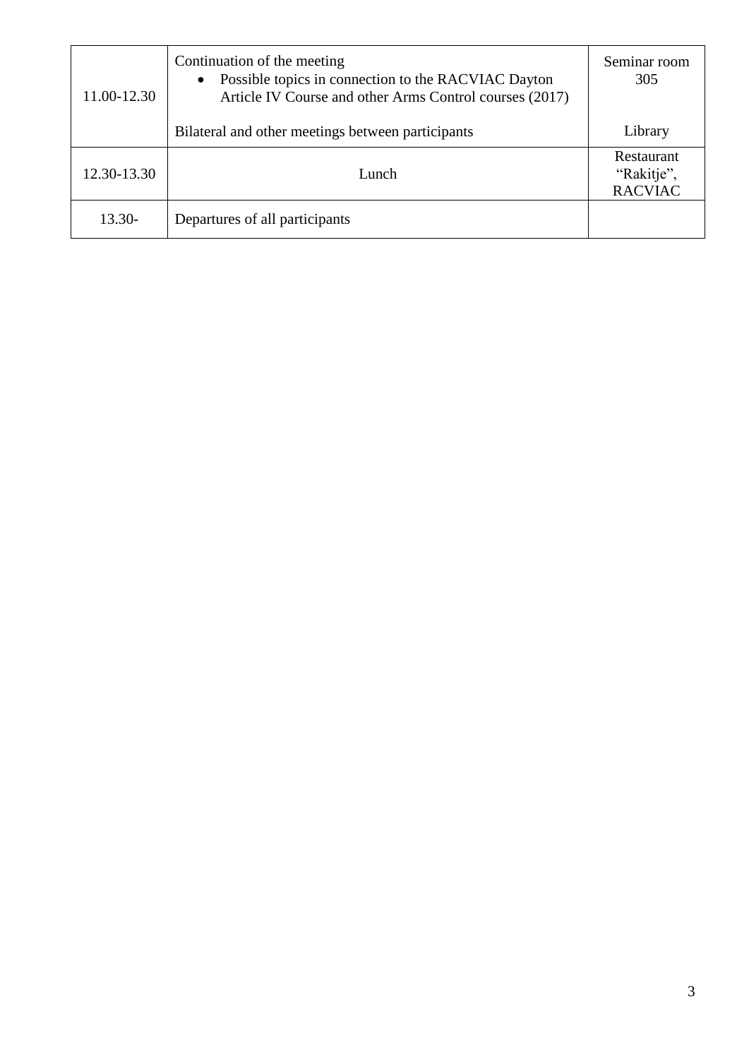| | | |
|---|---|---|
| 11.00-12.30 | Continuation of the meeting<br>• Possible topics in connection to the RACVIAC Dayton Article IV Course and other Arms Control courses (2017) | Seminar room 305 |
| | Bilateral and other meetings between participants | Library |
| 12.30-13.30 | Lunch | Restaurant "Rakitje", RACVIAC |
| 13.30- | Departures of all participants | |